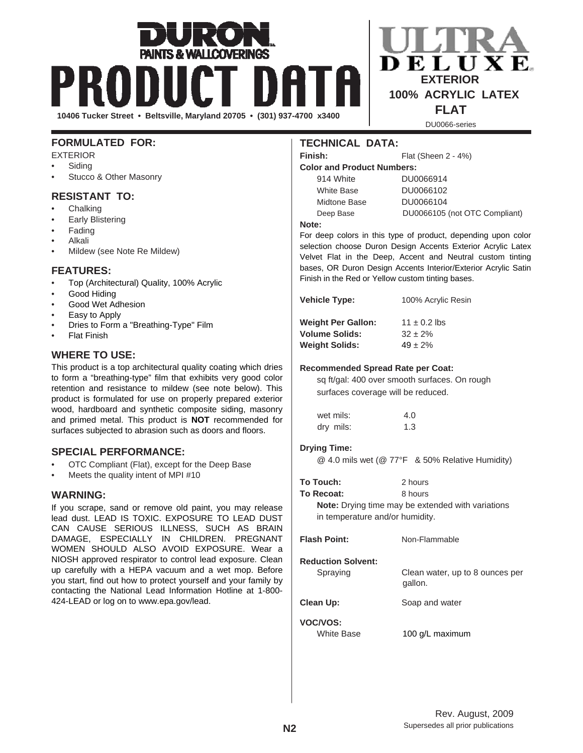# DURON PAINTS & WALLCOVERINGS PRODUCT DATA

10406 Tucker Street • Beltsville, Maryland 20705 • (301) 937-4700 x3400

# ULTRA DELUXE

**EXTERIOR**
**100% ACRYLIC LATEX**
**FLAT**

DU0066-series

## FORMULATED FOR:

EXTERIOR

- Siding
- Stucco & Other Masonry

## RESISTANT TO:

- Chalking
- Early Blistering
- Fading
- Alkali
- Mildew (see Note Re Mildew)

## FEATURES:

- Top (Architectural) Quality, 100% Acrylic
- Good Hiding
- Good Wet Adhesion
- Easy to Apply
- Dries to Form a "Breathing-Type" Film
- Flat Finish

## WHERE TO USE:

This product is a top architectural quality coating which dries to form a "breathing-type" film that exhibits very good color retention and resistance to mildew (see note below). This product is formulated for use on properly prepared exterior wood, hardboard and synthetic composite siding, masonry and primed metal. This product is **NOT** recommended for surfaces subjected to abrasion such as doors and floors.

## SPECIAL PERFORMANCE:

- OTC Compliant (Flat), except for the Deep Base
- Meets the quality intent of MPI #10

## WARNING:

If you scrape, sand or remove old paint, you may release lead dust. LEAD IS TOXIC. EXPOSURE TO LEAD DUST CAN CAUSE SERIOUS ILLNESS, SUCH AS BRAIN DAMAGE, ESPECIALLY IN CHILDREN. PREGNANT WOMEN SHOULD ALSO AVOID EXPOSURE. Wear a NIOSH approved respirator to control lead exposure. Clean up carefully with a HEPA vacuum and a wet mop. Before you start, find out how to protect yourself and your family by contacting the National Lead Information Hotline at 1-800-424-LEAD or log on to www.epa.gov/lead.

## TECHNICAL DATA:

**Finish:** Flat (Sheen 2 - 4%)

**Color and Product Numbers:**

| Color | Product Number |
|---|---|
| 914 White | DU0066914 |
| White Base | DU0066102 |
| Midtone Base | DU0066104 |
| Deep Base | DU0066105 (not OTC Compliant) |

**Note:**
For deep colors in this type of product, depending upon color selection choose Duron Design Accents Exterior Acrylic Latex Velvet Flat in the Deep, Accent and Neutral custom tinting bases, OR Duron Design Accents Interior/Exterior Acrylic Satin Finish in the Red or Yellow custom tinting bases.

**Vehicle Type:** 100% Acrylic Resin

**Weight Per Gallon:** 11 ± 0.2 lbs
**Volume Solids:** 32 ± 2%
**Weight Solids:** 49 ± 2%

**Recommended Spread Rate per Coat:**
sq ft/gal: 400 over smooth surfaces. On rough surfaces coverage will be reduced.

| | |
|---|---|
| wet mils: | 4.0 |
| dry mils: | 1.3 |

**Drying Time:**
@ 4.0 mils wet (@ 77°F & 50% Relative Humidity)

**To Touch:** 2 hours
**To Recoat:** 8 hours
**Note:** Drying time may be extended with variations in temperature and/or humidity.

**Flash Point:** Non-Flammable

**Reduction Solvent:**
Spraying — Clean water, up to 8 ounces per gallon.

**Clean Up:** Soap and water

**VOC/VOS:**
White Base — 100 g/L maximum

Rev. August, 2009
Supersedes all prior publications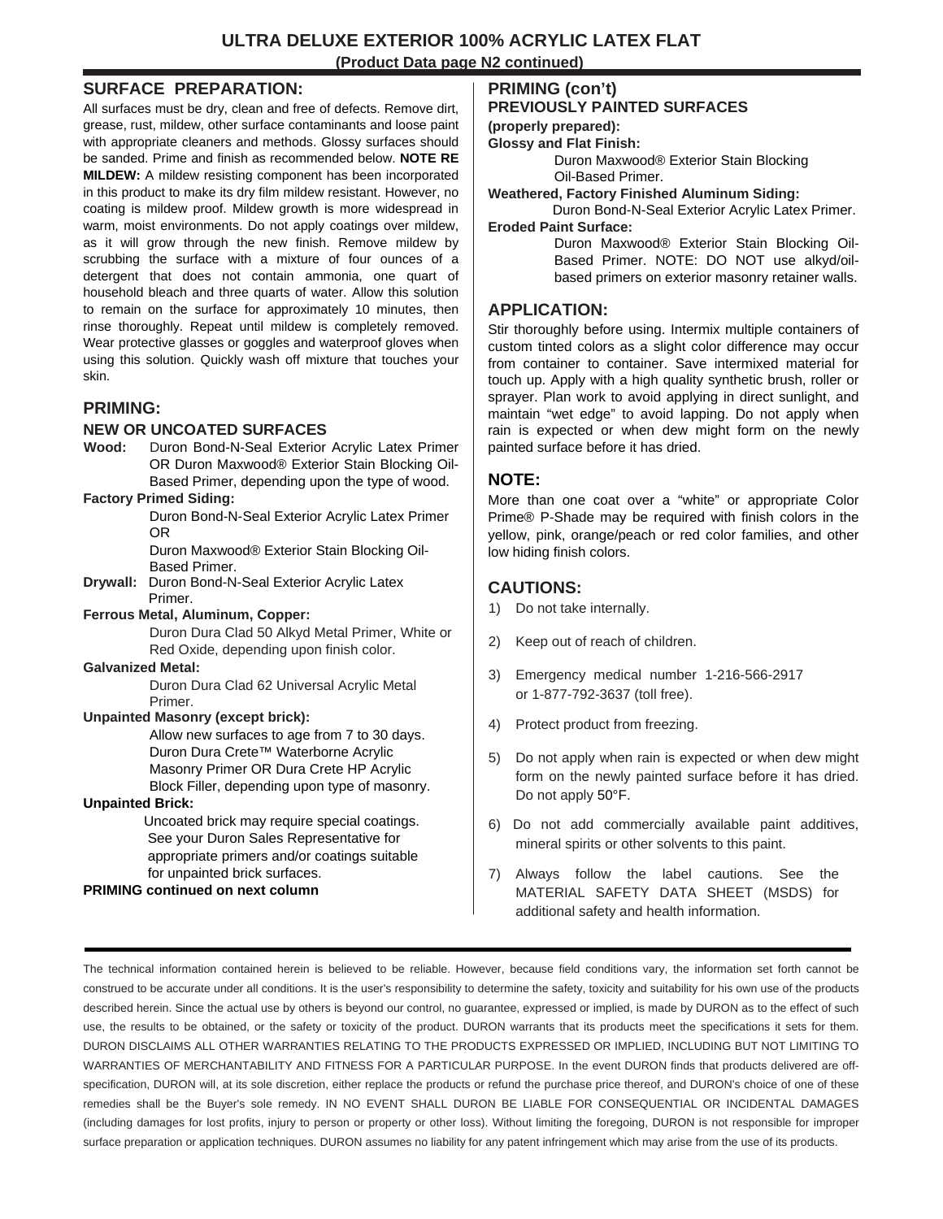# ULTRA DELUXE EXTERIOR 100% ACRYLIC LATEX FLAT

**(Product Data page N2 continued)**

## SURFACE PREPARATION:

All surfaces must be dry, clean and free of defects. Remove dirt, grease, rust, mildew, other surface contaminants and loose paint with appropriate cleaners and methods. Glossy surfaces should be sanded. Prime and finish as recommended below. **NOTE RE MILDEW:** A mildew resisting component has been incorporated in this product to make its dry film mildew resistant. However, no coating is mildew proof. Mildew growth is more widespread in warm, moist environments. Do not apply coatings over mildew, as it will grow through the new finish. Remove mildew by scrubbing the surface with a mixture of four ounces of a detergent that does not contain ammonia, one quart of household bleach and three quarts of water. Allow this solution to remain on the surface for approximately 10 minutes, then rinse thoroughly. Repeat until mildew is completely removed. Wear protective glasses or goggles and waterproof gloves when using this solution. Quickly wash off mixture that touches your skin.

## PRIMING:

### NEW OR UNCOATED SURFACES

**Wood:** Duron Bond-N-Seal Exterior Acrylic Latex Primer OR Duron Maxwood® Exterior Stain Blocking Oil-Based Primer, depending upon the type of wood.

**Factory Primed Siding:**

Duron Bond-N-Seal Exterior Acrylic Latex Primer OR

Duron Maxwood® Exterior Stain Blocking Oil-Based Primer.

**Drywall:** Duron Bond-N-Seal Exterior Acrylic Latex Primer.

**Ferrous Metal, Aluminum, Copper:**

Duron Dura Clad 50 Alkyd Metal Primer, White or Red Oxide, depending upon finish color.

**Galvanized Metal:**

Duron Dura Clad 62 Universal Acrylic Metal Primer.

**Unpainted Masonry (except brick):**

Allow new surfaces to age from 7 to 30 days. Duron Dura Crete™ Waterborne Acrylic Masonry Primer OR Dura Crete HP Acrylic Block Filler, depending upon type of masonry.

**Unpainted Brick:**

Uncoated brick may require special coatings. See your Duron Sales Representative for appropriate primers and/or coatings suitable for unpainted brick surfaces.

**PRIMING continued on next column**

## PRIMING (con't)

### PREVIOUSLY PAINTED SURFACES

**(properly prepared):**

**Glossy and Flat Finish:**

Duron Maxwood® Exterior Stain Blocking Oil-Based Primer.

**Weathered, Factory Finished Aluminum Siding:**

Duron Bond-N-Seal Exterior Acrylic Latex Primer.

**Eroded Paint Surface:**

Duron Maxwood® Exterior Stain Blocking Oil-Based Primer. NOTE: DO NOT use alkyd/oil-based primers on exterior masonry retainer walls.

## APPLICATION:

Stir thoroughly before using. Intermix multiple containers of custom tinted colors as a slight color difference may occur from container to container. Save intermixed material for touch up. Apply with a high quality synthetic brush, roller or sprayer. Plan work to avoid applying in direct sunlight, and maintain "wet edge" to avoid lapping. Do not apply when rain is expected or when dew might form on the newly painted surface before it has dried.

## NOTE:

More than one coat over a "white" or appropriate Color Prime® P-Shade may be required with finish colors in the yellow, pink, orange/peach or red color families, and other low hiding finish colors.

## CAUTIONS:

1) Do not take internally.
2) Keep out of reach of children.
3) Emergency medical number 1-216-566-2917 or 1-877-792-3637 (toll free).
4) Protect product from freezing.
5) Do not apply when rain is expected or when dew might form on the newly painted surface before it has dried. Do not apply 50°F.
6) Do not add commercially available paint additives, mineral spirits or other solvents to this paint.
7) Always follow the label cautions. See the MATERIAL SAFETY DATA SHEET (MSDS) for additional safety and health information.

---

The technical information contained herein is believed to be reliable. However, because field conditions vary, the information set forth cannot be construed to be accurate under all conditions. It is the user's responsibility to determine the safety, toxicity and suitability for his own use of the products described herein. Since the actual use by others is beyond our control, no guarantee, expressed or implied, is made by DURON as to the effect of such use, the results to be obtained, or the safety or toxicity of the product. DURON warrants that its products meet the specifications it sets for them. DURON DISCLAIMS ALL OTHER WARRANTIES RELATING TO THE PRODUCTS EXPRESSED OR IMPLIED, INCLUDING BUT NOT LIMITING TO WARRANTIES OF MERCHANTABILITY AND FITNESS FOR A PARTICULAR PURPOSE. In the event DURON finds that products delivered are off-specification, DURON will, at its sole discretion, either replace the products or refund the purchase price thereof, and DURON's choice of one of these remedies shall be the Buyer's sole remedy. IN NO EVENT SHALL DURON BE LIABLE FOR CONSEQUENTIAL OR INCIDENTAL DAMAGES (including damages for lost profits, injury to person or property or other loss). Without limiting the foregoing, DURON is not responsible for improper surface preparation or application techniques. DURON assumes no liability for any patent infringement which may arise from the use of its products.